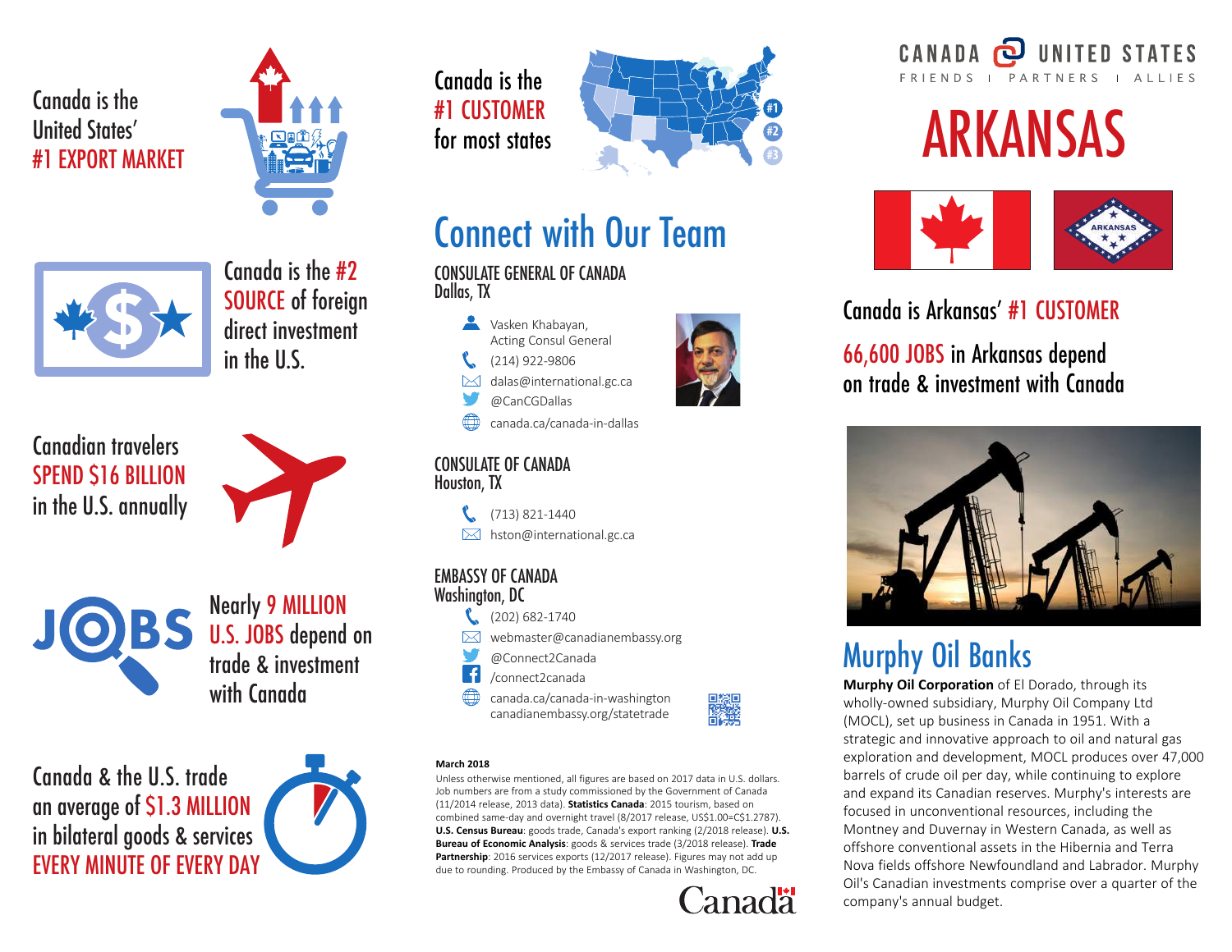Canada is the United States' #1 EXPORT MARKET

Canada is the #2 SOURCE of foreign direct investment in the U.S.

Canadian travelers SPEND $16 BILLION in the U.S. annually

Nearly 9 MILLION U.S. JOBS depend on trade & investment with Canada

Canada & the U.S. trade an average of $1.3 MILLION in bilateral goods & services EVERY MINUTE OF EVERY DAY

Canada is the #1 CUSTOMER for most states

#1
#2
#3

# Connect with Our Team

## CONSULATE GENERAL OF CANADA
Dallas, TX

- Vasken Khabayan, Acting Consul General
- (214) 922-9806
- dalas@international.gc.ca
- @CanCGDallas
- canada.ca/canada-in-dallas

## CONSULATE OF CANADA
Houston, TX

- (713) 821-1440
- hston@international.gc.ca

## EMBASSY OF CANADA
Washington, DC

- (202) 682-1740
- webmaster@canadianembassy.org
- @Connect2Canada
- /connect2canada
- canada.ca/canada-in-washington
  canadianembassy.org/statetrade

**March 2018**

Unless otherwise mentioned, all figures are based on 2017 data in U.S. dollars. Job numbers are from a study commissioned by the Government of Canada (11/2014 release, 2013 data). **Statistics Canada**: 2015 tourism, based on combined same-day and overnight travel (8/2017 release, US$1.00=C$1.2787). **U.S. Census Bureau**: goods trade, Canada's export ranking (2/2018 release). **U.S. Bureau of Economic Analysis**: goods & services trade (3/2018 release). **Trade Partnership**: 2016 services exports (12/2017 release). Figures may not add up due to rounding. Produced by the Embassy of Canada in Washington, DC.

Canada

CANADA UNITED STATES
FRIENDS | PARTNERS | ALLIES

# ARKANSAS

Canada is Arkansas' #1 CUSTOMER

66,600 JOBS in Arkansas depend on trade & investment with Canada

## Murphy Oil Banks

**Murphy Oil Corporation** of El Dorado, through its wholly-owned subsidiary, Murphy Oil Company Ltd (MOCL), set up business in Canada in 1951. With a strategic and innovative approach to oil and natural gas exploration and development, MOCL produces over 47,000 barrels of crude oil per day, while continuing to explore and expand its Canadian reserves. Murphy's interests are focused in unconventional resources, including the Montney and Duvernay in Western Canada, as well as offshore conventional assets in the Hibernia and Terra Nova fields offshore Newfoundland and Labrador. Murphy Oil's Canadian investments comprise over a quarter of the company's annual budget.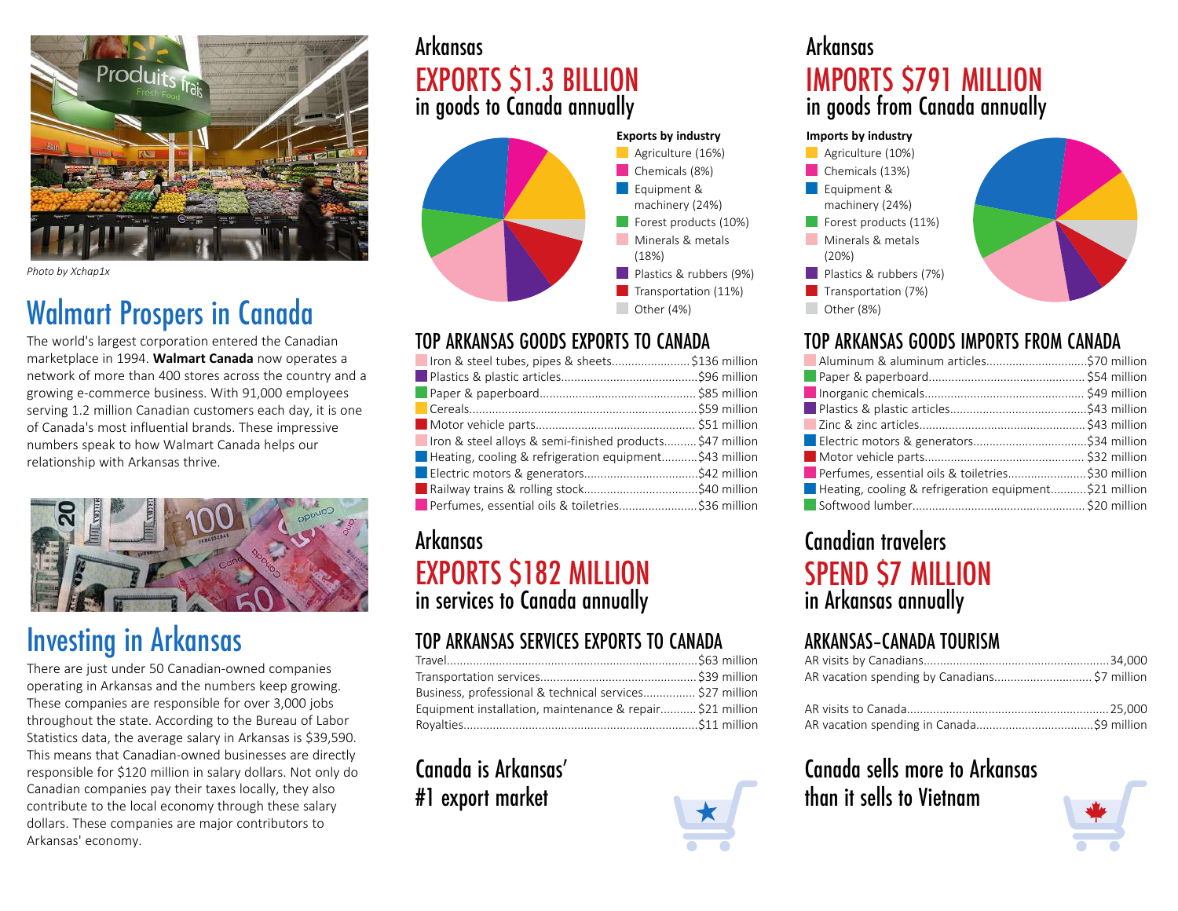*Photo by Xchap1x*

## Walmart Prospers in Canada

The world's largest corporation entered the Canadian marketplace in 1994. **Walmart Canada** now operates a network of more than 400 stores across the country and a growing e-commerce business. With 91,000 employees serving 1.2 million Canadian customers each day, it is one of Canada's most influential brands. These impressive numbers speak to how Walmart Canada helps our relationship with Arkansas thrive.

## Investing in Arkansas

There are just under 50 Canadian-owned companies operating in Arkansas and the numbers keep growing. These companies are responsible for over 3,000 jobs throughout the state. According to the Bureau of Labor Statistics data, the average salary in Arkansas is $39,590. This means that Canadian-owned businesses are directly responsible for $120 million in salary dollars. Not only do Canadian companies pay their taxes locally, they also contribute to the local economy through these salary dollars. These companies are major contributors to Arkansas' economy.

## Arkansas EXPORTS $1.3 BILLION in goods to Canada annually

**Exports by industry**

Agriculture (16%)
Chemicals (8%)
Equipment & machinery (24%)
Forest products (10%)
Minerals & metals (18%)
Plastics & rubbers (9%)
Transportation (11%)
Other (4%)

### TOP ARKANSAS GOODS EXPORTS TO CANADA

| | |
|---|---|
| Iron & steel tubes, pipes & sheets | $136 million |
| Plastics & plastic articles | $96 million |
| Paper & paperboard | $85 million |
| Cereals | $59 million |
| Motor vehicle parts | $51 million |
| Iron & steel alloys & semi-finished products | $47 million |
| Heating, cooling & refrigeration equipment | $43 million |
| Electric motors & generators | $42 million |
| Railway trains & rolling stock | $40 million |
| Perfumes, essential oils & toiletries | $36 million |

## Arkansas EXPORTS $182 MILLION in services to Canada annually

### TOP ARKANSAS SERVICES EXPORTS TO CANADA

| | |
|---|---|
| Travel | $63 million |
| Transportation services | $39 million |
| Business, professional & technical services | $27 million |
| Equipment installation, maintenance & repair | $21 million |
| Royalties | $11 million |

Canada is Arkansas' #1 export market

## Arkansas IMPORTS $791 MILLION in goods from Canada annually

**Imports by industry**

Agriculture (10%)
Chemicals (13%)
Equipment & machinery (24%)
Forest products (11%)
Minerals & metals (20%)
Plastics & rubbers (7%)
Transportation (7%)
Other (8%)

### TOP ARKANSAS GOODS IMPORTS FROM CANADA

| | |
|---|---|
| Aluminum & aluminum articles | $70 million |
| Paper & paperboard | $54 million |
| Inorganic chemicals | $49 million |
| Plastics & plastic articles | $43 million |
| Zinc & zinc articles | $43 million |
| Electric motors & generators | $34 million |
| Motor vehicle parts | $32 million |
| Perfumes, essential oils & toiletries | $30 million |
| Heating, cooling & refrigeration equipment | $21 million |
| Softwood lumber | $20 million |

## Canadian travelers SPEND $7 MILLION in Arkansas annually

### ARKANSAS-CANADA TOURISM

| | |
|---|---|
| AR visits by Canadians | 34,000 |
| AR vacation spending by Canadians | $7 million |
| AR visits to Canada | 25,000 |
| AR vacation spending in Canada | $9 million |

Canada sells more to Arkansas than it sells to Vietnam